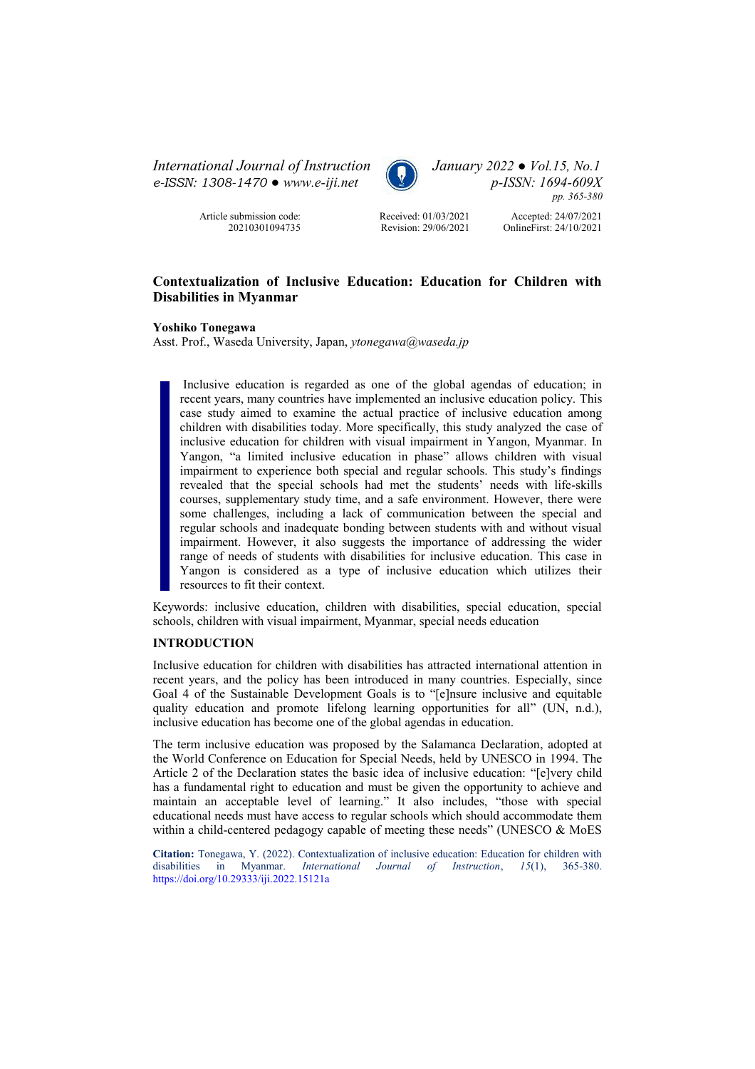Article submission code: 20210301094735

Received: 01/03/2021
Revision: 29/06/2021

Accepted: 24/07/2021
OnlineFirst: 24/10/2021

# Contextualization of Inclusive Education: Education for Children with Disabilities in Myanmar

**Yoshiko Tonegawa**
Asst. Prof., Waseda University, Japan, *ytonegawa@waseda.jp*

Inclusive education is regarded as one of the global agendas of education; in recent years, many countries have implemented an inclusive education policy. This case study aimed to examine the actual practice of inclusive education among children with disabilities today. More specifically, this study analyzed the case of inclusive education for children with visual impairment in Yangon, Myanmar. In Yangon, "a limited inclusive education in phase" allows children with visual impairment to experience both special and regular schools. This study's findings revealed that the special schools had met the students' needs with life-skills courses, supplementary study time, and a safe environment. However, there were some challenges, including a lack of communication between the special and regular schools and inadequate bonding between students with and without visual impairment. However, it also suggests the importance of addressing the wider range of needs of students with disabilities for inclusive education. This case in Yangon is considered as a type of inclusive education which utilizes their resources to fit their context.

Keywords: inclusive education, children with disabilities, special education, special schools, children with visual impairment, Myanmar, special needs education

## INTRODUCTION

Inclusive education for children with disabilities has attracted international attention in recent years, and the policy has been introduced in many countries. Especially, since Goal 4 of the Sustainable Development Goals is to "[e]nsure inclusive and equitable quality education and promote lifelong learning opportunities for all" (UN, n.d.), inclusive education has become one of the global agendas in education.

The term inclusive education was proposed by the Salamanca Declaration, adopted at the World Conference on Education for Special Needs, held by UNESCO in 1994. The Article 2 of the Declaration states the basic idea of inclusive education: "[e]very child has a fundamental right to education and must be given the opportunity to achieve and maintain an acceptable level of learning." It also includes, "those with special educational needs must have access to regular schools which should accommodate them within a child-centered pedagogy capable of meeting these needs" (UNESCO & MoES

**Citation:** Tonegawa, Y. (2022). Contextualization of inclusive education: Education for children with disabilities in Myanmar. *International Journal of Instruction*, *15*(1), 365-380. https://doi.org/10.29333/iji.2022.15121a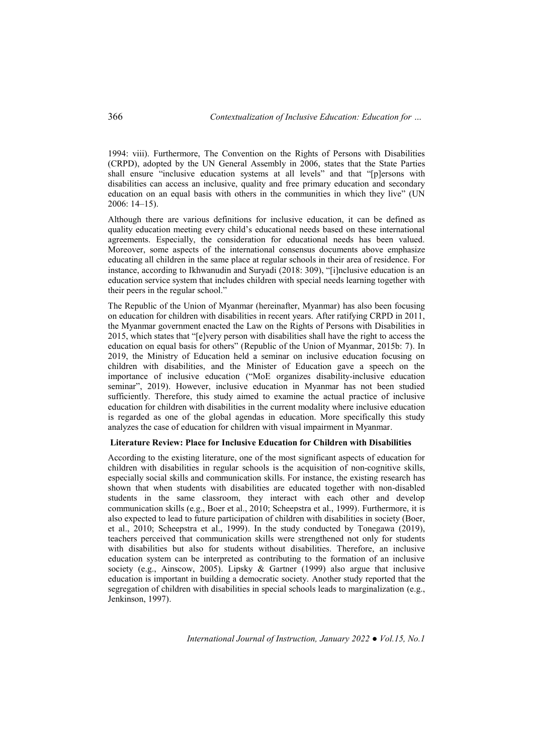1994: viii). Furthermore, The Convention on the Rights of Persons with Disabilities (CRPD), adopted by the UN General Assembly in 2006, states that the State Parties shall ensure "inclusive education systems at all levels" and that "[p]ersons with disabilities can access an inclusive, quality and free primary education and secondary education on an equal basis with others in the communities in which they live" (UN 2006: 14–15).

Although there are various definitions for inclusive education, it can be defined as quality education meeting every child's educational needs based on these international agreements. Especially, the consideration for educational needs has been valued. Moreover, some aspects of the international consensus documents above emphasize educating all children in the same place at regular schools in their area of residence. For instance, according to Ikhwanudin and Suryadi (2018: 309), "[i]nclusive education is an education service system that includes children with special needs learning together with their peers in the regular school."

The Republic of the Union of Myanmar (hereinafter, Myanmar) has also been focusing on education for children with disabilities in recent years. After ratifying CRPD in 2011, the Myanmar government enacted the Law on the Rights of Persons with Disabilities in 2015, which states that "[e]very person with disabilities shall have the right to access the education on equal basis for others" (Republic of the Union of Myanmar, 2015b: 7). In 2019, the Ministry of Education held a seminar on inclusive education focusing on children with disabilities, and the Minister of Education gave a speech on the importance of inclusive education ("MoE organizes disability-inclusive education seminar", 2019). However, inclusive education in Myanmar has not been studied sufficiently. Therefore, this study aimed to examine the actual practice of inclusive education for children with disabilities in the current modality where inclusive education is regarded as one of the global agendas in education. More specifically this study analyzes the case of education for children with visual impairment in Myanmar.

## Literature Review: Place for Inclusive Education for Children with Disabilities

According to the existing literature, one of the most significant aspects of education for children with disabilities in regular schools is the acquisition of non-cognitive skills, especially social skills and communication skills. For instance, the existing research has shown that when students with disabilities are educated together with non-disabled students in the same classroom, they interact with each other and develop communication skills (e.g., Boer et al., 2010; Scheepstra et al., 1999). Furthermore, it is also expected to lead to future participation of children with disabilities in society (Boer, et al., 2010; Scheepstra et al., 1999). In the study conducted by Tonegawa (2019), teachers perceived that communication skills were strengthened not only for students with disabilities but also for students without disabilities. Therefore, an inclusive education system can be interpreted as contributing to the formation of an inclusive society (e.g., Ainscow, 2005). Lipsky & Gartner (1999) also argue that inclusive education is important in building a democratic society. Another study reported that the segregation of children with disabilities in special schools leads to marginalization (e.g., Jenkinson, 1997).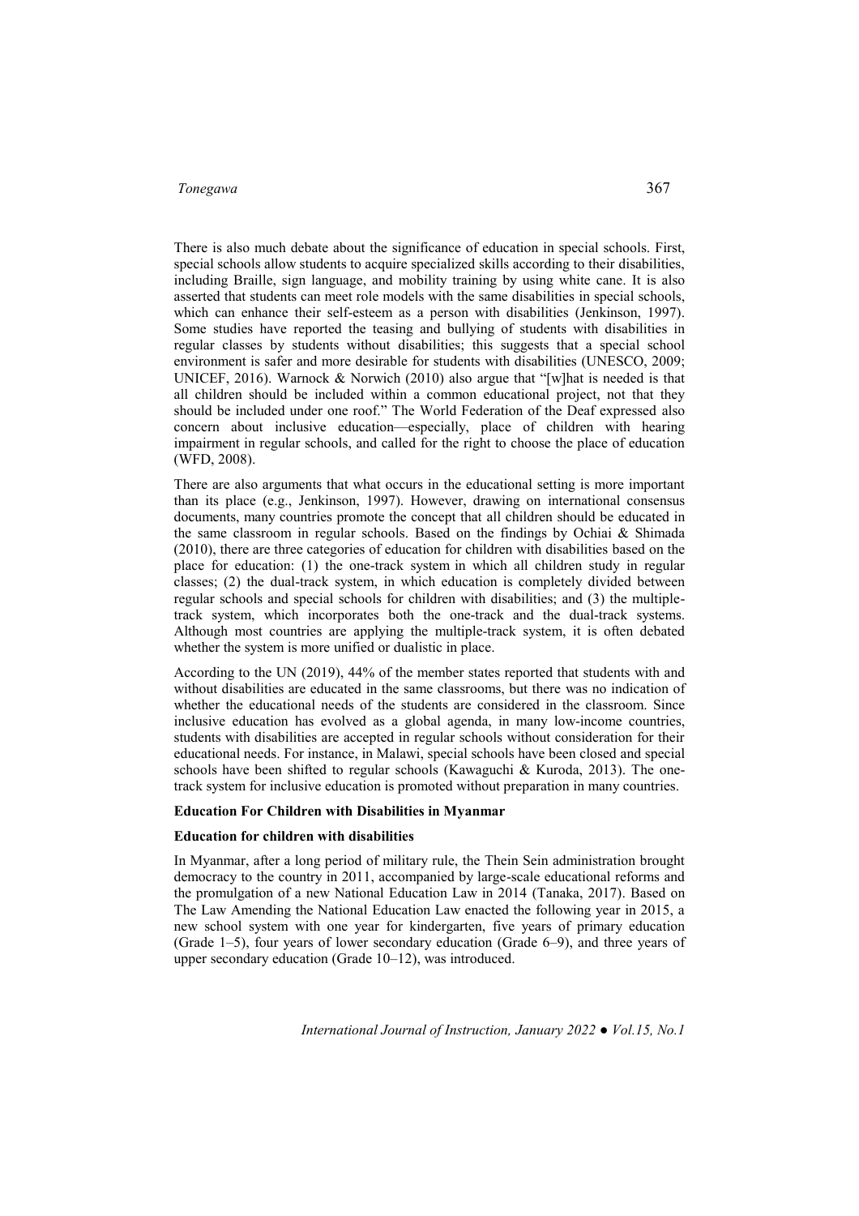There is also much debate about the significance of education in special schools. First, special schools allow students to acquire specialized skills according to their disabilities, including Braille, sign language, and mobility training by using white cane. It is also asserted that students can meet role models with the same disabilities in special schools, which can enhance their self-esteem as a person with disabilities (Jenkinson, 1997). Some studies have reported the teasing and bullying of students with disabilities in regular classes by students without disabilities; this suggests that a special school environment is safer and more desirable for students with disabilities (UNESCO, 2009; UNICEF, 2016). Warnock & Norwich (2010) also argue that "[w]hat is needed is that all children should be included within a common educational project, not that they should be included under one roof." The World Federation of the Deaf expressed also concern about inclusive education—especially, place of children with hearing impairment in regular schools, and called for the right to choose the place of education (WFD, 2008).

There are also arguments that what occurs in the educational setting is more important than its place (e.g., Jenkinson, 1997). However, drawing on international consensus documents, many countries promote the concept that all children should be educated in the same classroom in regular schools. Based on the findings by Ochiai & Shimada (2010), there are three categories of education for children with disabilities based on the place for education: (1) the one-track system in which all children study in regular classes; (2) the dual-track system, in which education is completely divided between regular schools and special schools for children with disabilities; and (3) the multiple-track system, which incorporates both the one-track and the dual-track systems. Although most countries are applying the multiple-track system, it is often debated whether the system is more unified or dualistic in place.

According to the UN (2019), 44% of the member states reported that students with and without disabilities are educated in the same classrooms, but there was no indication of whether the educational needs of the students are considered in the classroom. Since inclusive education has evolved as a global agenda, in many low-income countries, students with disabilities are accepted in regular schools without consideration for their educational needs. For instance, in Malawi, special schools have been closed and special schools have been shifted to regular schools (Kawaguchi & Kuroda, 2013). The one-track system for inclusive education is promoted without preparation in many countries.

## Education For Children with Disabilities in Myanmar

### Education for children with disabilities

In Myanmar, after a long period of military rule, the Thein Sein administration brought democracy to the country in 2011, accompanied by large-scale educational reforms and the promulgation of a new National Education Law in 2014 (Tanaka, 2017). Based on The Law Amending the National Education Law enacted the following year in 2015, a new school system with one year for kindergarten, five years of primary education (Grade 1–5), four years of lower secondary education (Grade 6–9), and three years of upper secondary education (Grade 10–12), was introduced.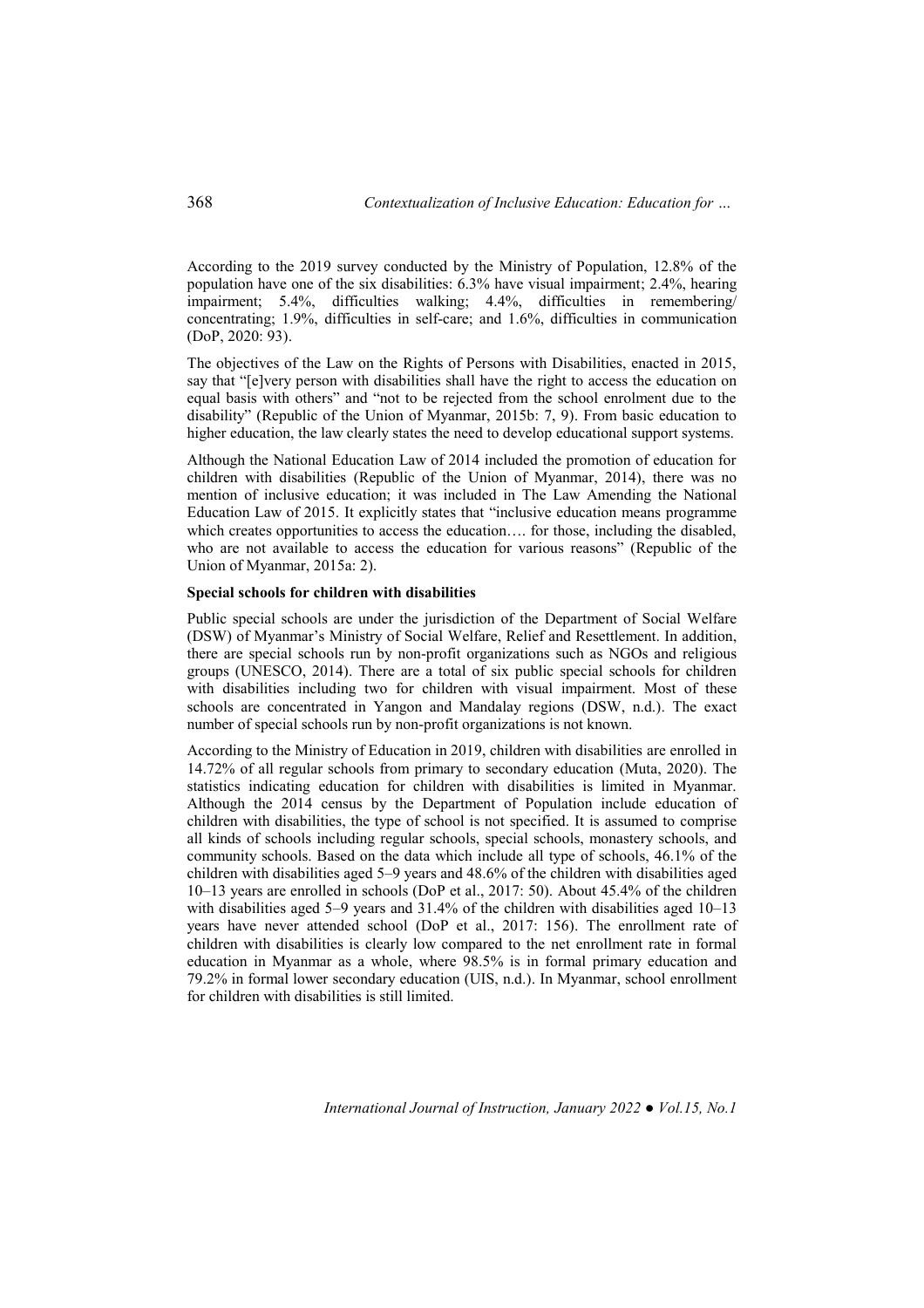According to the 2019 survey conducted by the Ministry of Population, 12.8% of the population have one of the six disabilities: 6.3% have visual impairment; 2.4%, hearing impairment; 5.4%, difficulties walking; 4.4%, difficulties in remembering/ concentrating; 1.9%, difficulties in self-care; and 1.6%, difficulties in communication (DoP, 2020: 93).

The objectives of the Law on the Rights of Persons with Disabilities, enacted in 2015, say that "[e]very person with disabilities shall have the right to access the education on equal basis with others" and "not to be rejected from the school enrolment due to the disability" (Republic of the Union of Myanmar, 2015b: 7, 9). From basic education to higher education, the law clearly states the need to develop educational support systems.

Although the National Education Law of 2014 included the promotion of education for children with disabilities (Republic of the Union of Myanmar, 2014), there was no mention of inclusive education; it was included in The Law Amending the National Education Law of 2015. It explicitly states that "inclusive education means programme which creates opportunities to access the education…. for those, including the disabled, who are not available to access the education for various reasons" (Republic of the Union of Myanmar, 2015a: 2).

**Special schools for children with disabilities**

Public special schools are under the jurisdiction of the Department of Social Welfare (DSW) of Myanmar's Ministry of Social Welfare, Relief and Resettlement. In addition, there are special schools run by non-profit organizations such as NGOs and religious groups (UNESCO, 2014). There are a total of six public special schools for children with disabilities including two for children with visual impairment. Most of these schools are concentrated in Yangon and Mandalay regions (DSW, n.d.). The exact number of special schools run by non-profit organizations is not known.

According to the Ministry of Education in 2019, children with disabilities are enrolled in 14.72% of all regular schools from primary to secondary education (Muta, 2020). The statistics indicating education for children with disabilities is limited in Myanmar. Although the 2014 census by the Department of Population include education of children with disabilities, the type of school is not specified. It is assumed to comprise all kinds of schools including regular schools, special schools, monastery schools, and community schools. Based on the data which include all type of schools, 46.1% of the children with disabilities aged 5–9 years and 48.6% of the children with disabilities aged 10–13 years are enrolled in schools (DoP et al., 2017: 50). About 45.4% of the children with disabilities aged 5–9 years and 31.4% of the children with disabilities aged 10–13 years have never attended school (DoP et al., 2017: 156). The enrollment rate of children with disabilities is clearly low compared to the net enrollment rate in formal education in Myanmar as a whole, where 98.5% is in formal primary education and 79.2% in formal lower secondary education (UIS, n.d.). In Myanmar, school enrollment for children with disabilities is still limited.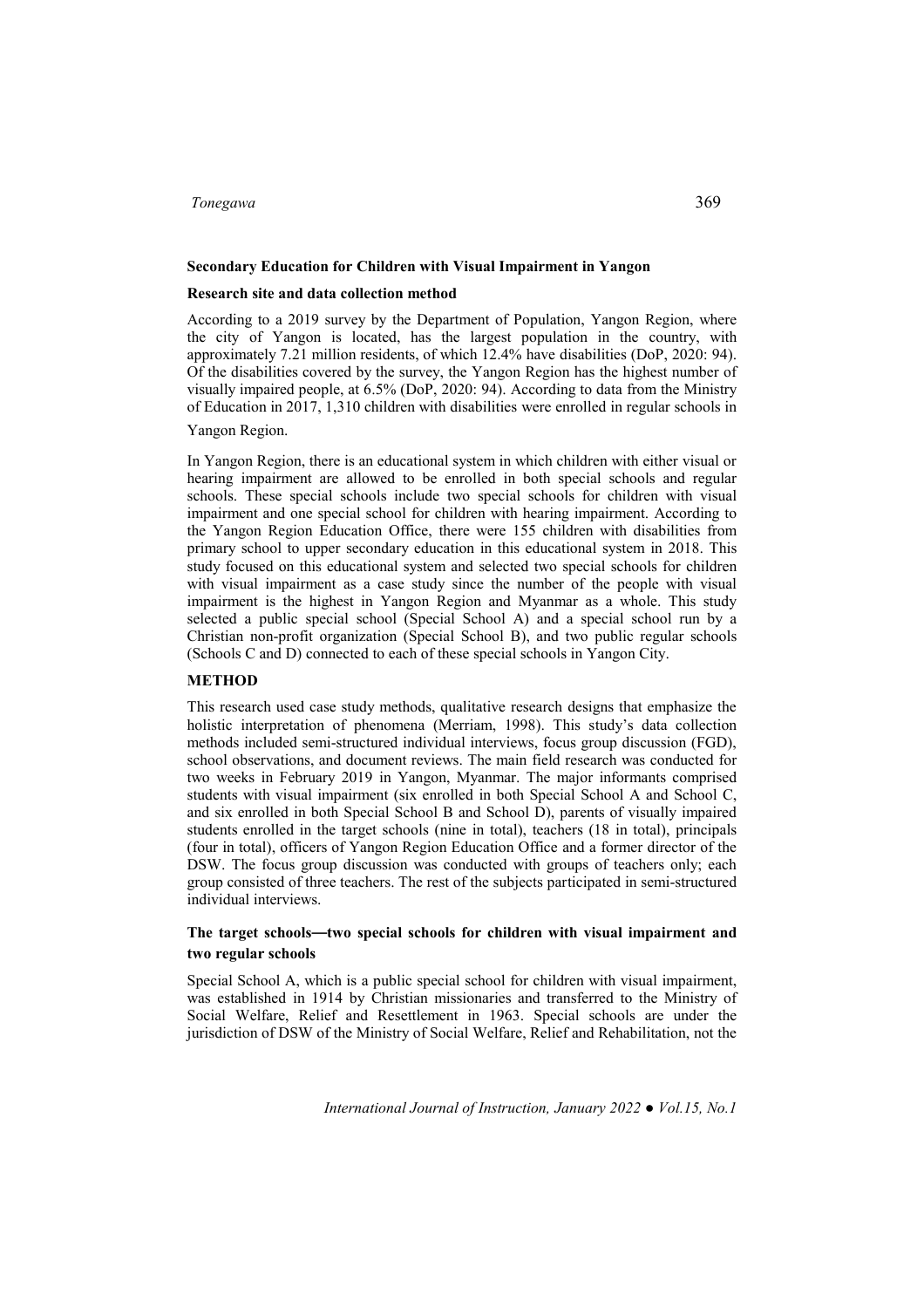### Secondary Education for Children with Visual Impairment in Yangon

#### Research site and data collection method

According to a 2019 survey by the Department of Population, Yangon Region, where the city of Yangon is located, has the largest population in the country, with approximately 7.21 million residents, of which 12.4% have disabilities (DoP, 2020: 94). Of the disabilities covered by the survey, the Yangon Region has the highest number of visually impaired people, at 6.5% (DoP, 2020: 94). According to data from the Ministry of Education in 2017, 1,310 children with disabilities were enrolled in regular schools in Yangon Region.

In Yangon Region, there is an educational system in which children with either visual or hearing impairment are allowed to be enrolled in both special schools and regular schools. These special schools include two special schools for children with visual impairment and one special school for children with hearing impairment. According to the Yangon Region Education Office, there were 155 children with disabilities from primary school to upper secondary education in this educational system in 2018. This study focused on this educational system and selected two special schools for children with visual impairment as a case study since the number of the people with visual impairment is the highest in Yangon Region and Myanmar as a whole. This study selected a public special school (Special School A) and a special school run by a Christian non-profit organization (Special School B), and two public regular schools (Schools C and D) connected to each of these special schools in Yangon City.

## METHOD

This research used case study methods, qualitative research designs that emphasize the holistic interpretation of phenomena (Merriam, 1998). This study's data collection methods included semi-structured individual interviews, focus group discussion (FGD), school observations, and document reviews. The main field research was conducted for two weeks in February 2019 in Yangon, Myanmar. The major informants comprised students with visual impairment (six enrolled in both Special School A and School C, and six enrolled in both Special School B and School D), parents of visually impaired students enrolled in the target schools (nine in total), teachers (18 in total), principals (four in total), officers of Yangon Region Education Office and a former director of the DSW. The focus group discussion was conducted with groups of teachers only; each group consisted of three teachers. The rest of the subjects participated in semi-structured individual interviews.

#### The target schools—two special schools for children with visual impairment and two regular schools

Special School A, which is a public special school for children with visual impairment, was established in 1914 by Christian missionaries and transferred to the Ministry of Social Welfare, Relief and Resettlement in 1963. Special schools are under the jurisdiction of DSW of the Ministry of Social Welfare, Relief and Rehabilitation, not the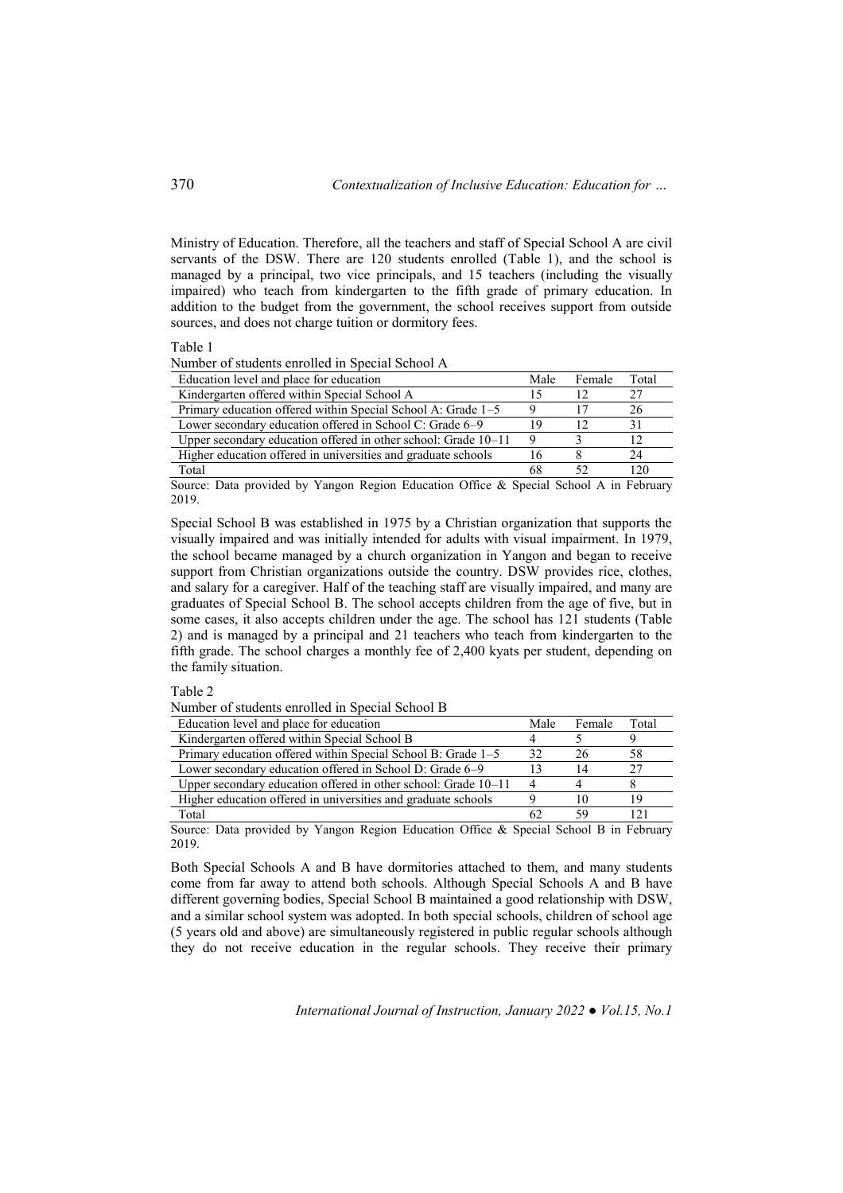Ministry of Education. Therefore, all the teachers and staff of Special School A are civil servants of the DSW. There are 120 students enrolled (Table 1), and the school is managed by a principal, two vice principals, and 15 teachers (including the visually impaired) who teach from kindergarten to the fifth grade of primary education. In addition to the budget from the government, the school receives support from outside sources, and does not charge tuition or dormitory fees.

Table 1

Number of students enrolled in Special School A

| Education level and place for education | Male | Female | Total |
|---|---|---|---|
| Kindergarten offered within Special School A | 15 | 12 | 27 |
| Primary education offered within Special School A: Grade 1–5 | 9 | 17 | 26 |
| Lower secondary education offered in School C: Grade 6–9 | 19 | 12 | 31 |
| Upper secondary education offered in other school: Grade 10–11 | 9 | 3 | 12 |
| Higher education offered in universities and graduate schools | 16 | 8 | 24 |
| Total | 68 | 52 | 120 |

Source: Data provided by Yangon Region Education Office & Special School A in February 2019.

Special School B was established in 1975 by a Christian organization that supports the visually impaired and was initially intended for adults with visual impairment. In 1979, the school became managed by a church organization in Yangon and began to receive support from Christian organizations outside the country. DSW provides rice, clothes, and salary for a caregiver. Half of the teaching staff are visually impaired, and many are graduates of Special School B. The school accepts children from the age of five, but in some cases, it also accepts children under the age. The school has 121 students (Table 2) and is managed by a principal and 21 teachers who teach from kindergarten to the fifth grade. The school charges a monthly fee of 2,400 kyats per student, depending on the family situation.

Table 2

Number of students enrolled in Special School B

| Education level and place for education | Male | Female | Total |
|---|---|---|---|
| Kindergarten offered within Special School B | 4 | 5 | 9 |
| Primary education offered within Special School B: Grade 1–5 | 32 | 26 | 58 |
| Lower secondary education offered in School D: Grade 6–9 | 13 | 14 | 27 |
| Upper secondary education offered in other school: Grade 10–11 | 4 | 4 | 8 |
| Higher education offered in universities and graduate schools | 9 | 10 | 19 |
| Total | 62 | 59 | 121 |

Source: Data provided by Yangon Region Education Office & Special School B in February 2019.

Both Special Schools A and B have dormitories attached to them, and many students come from far away to attend both schools. Although Special Schools A and B have different governing bodies, Special School B maintained a good relationship with DSW, and a similar school system was adopted. In both special schools, children of school age (5 years old and above) are simultaneously registered in public regular schools although they do not receive education in the regular schools. They receive their primary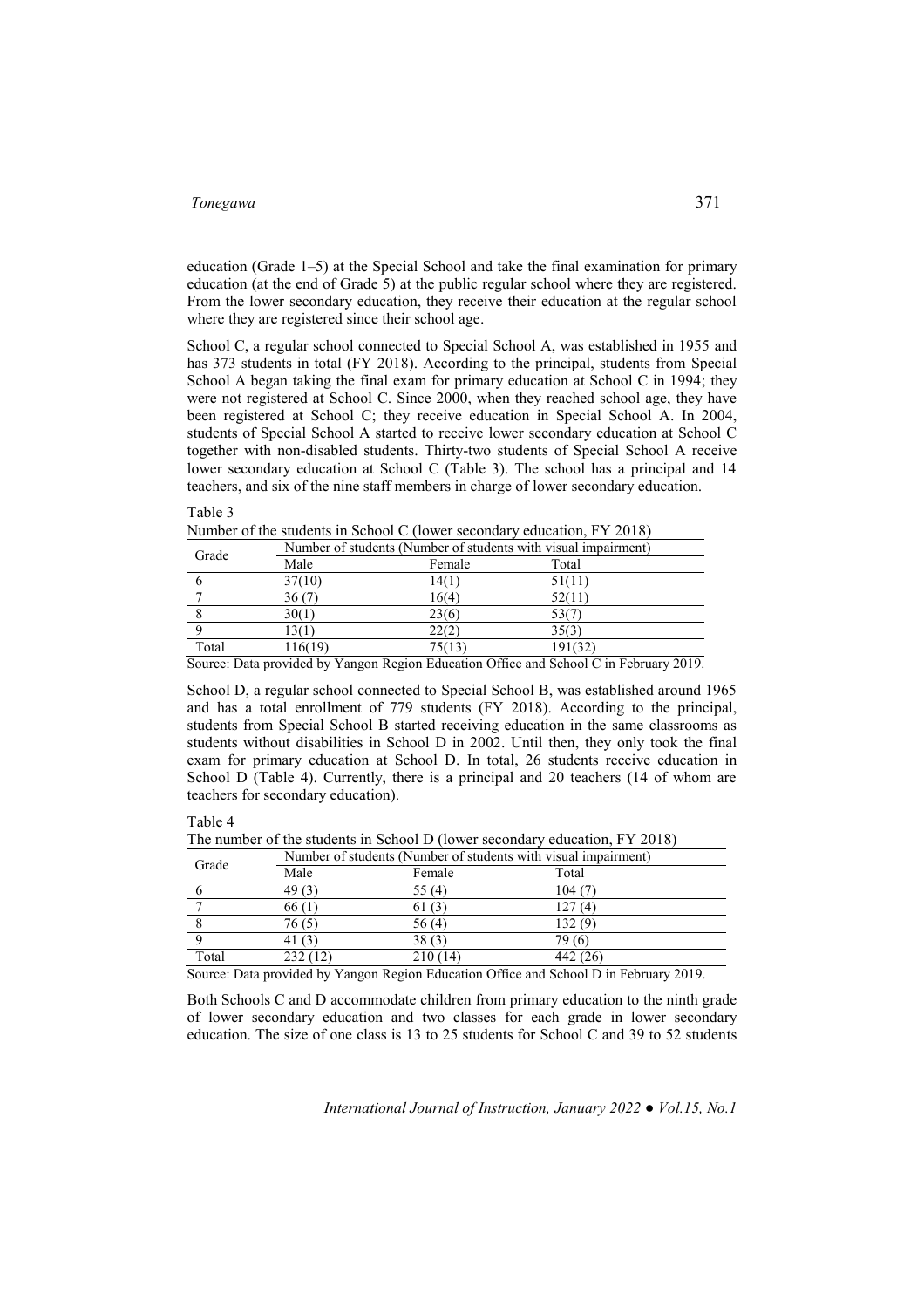education (Grade 1–5) at the Special School and take the final examination for primary education (at the end of Grade 5) at the public regular school where they are registered. From the lower secondary education, they receive their education at the regular school where they are registered since their school age.

School C, a regular school connected to Special School A, was established in 1955 and has 373 students in total (FY 2018). According to the principal, students from Special School A began taking the final exam for primary education at School C in 1994; they were not registered at School C. Since 2000, when they reached school age, they have been registered at School C; they receive education in Special School A. In 2004, students of Special School A started to receive lower secondary education at School C together with non-disabled students. Thirty-two students of Special School A receive lower secondary education at School C (Table 3). The school has a principal and 14 teachers, and six of the nine staff members in charge of lower secondary education.

Table 3

Number of the students in School C (lower secondary education, FY 2018)

| Grade | Number of students (Number of students with visual impairment) | | |
|---|---|---|---|
| | Male | Female | Total |
| 6 | 37(10) | 14(1) | 51(11) |
| 7 | 36 (7) | 16(4) | 52(11) |
| 8 | 30(1) | 23(6) | 53(7) |
| 9 | 13(1) | 22(2) | 35(3) |
| Total | 116(19) | 75(13) | 191(32) |

Source: Data provided by Yangon Region Education Office and School C in February 2019.

School D, a regular school connected to Special School B, was established around 1965 and has a total enrollment of 779 students (FY 2018). According to the principal, students from Special School B started receiving education in the same classrooms as students without disabilities in School D in 2002. Until then, they only took the final exam for primary education at School D. In total, 26 students receive education in School D (Table 4). Currently, there is a principal and 20 teachers (14 of whom are teachers for secondary education).

Table 4

The number of the students in School D (lower secondary education, FY 2018)

| Grade | Number of students (Number of students with visual impairment) | | |
|---|---|---|---|
| | Male | Female | Total |
| 6 | 49 (3) | 55 (4) | 104 (7) |
| 7 | 66 (1) | 61 (3) | 127 (4) |
| 8 | 76 (5) | 56 (4) | 132 (9) |
| 9 | 41 (3) | 38 (3) | 79 (6) |
| Total | 232 (12) | 210 (14) | 442 (26) |

Source: Data provided by Yangon Region Education Office and School D in February 2019.

Both Schools C and D accommodate children from primary education to the ninth grade of lower secondary education and two classes for each grade in lower secondary education. The size of one class is 13 to 25 students for School C and 39 to 52 students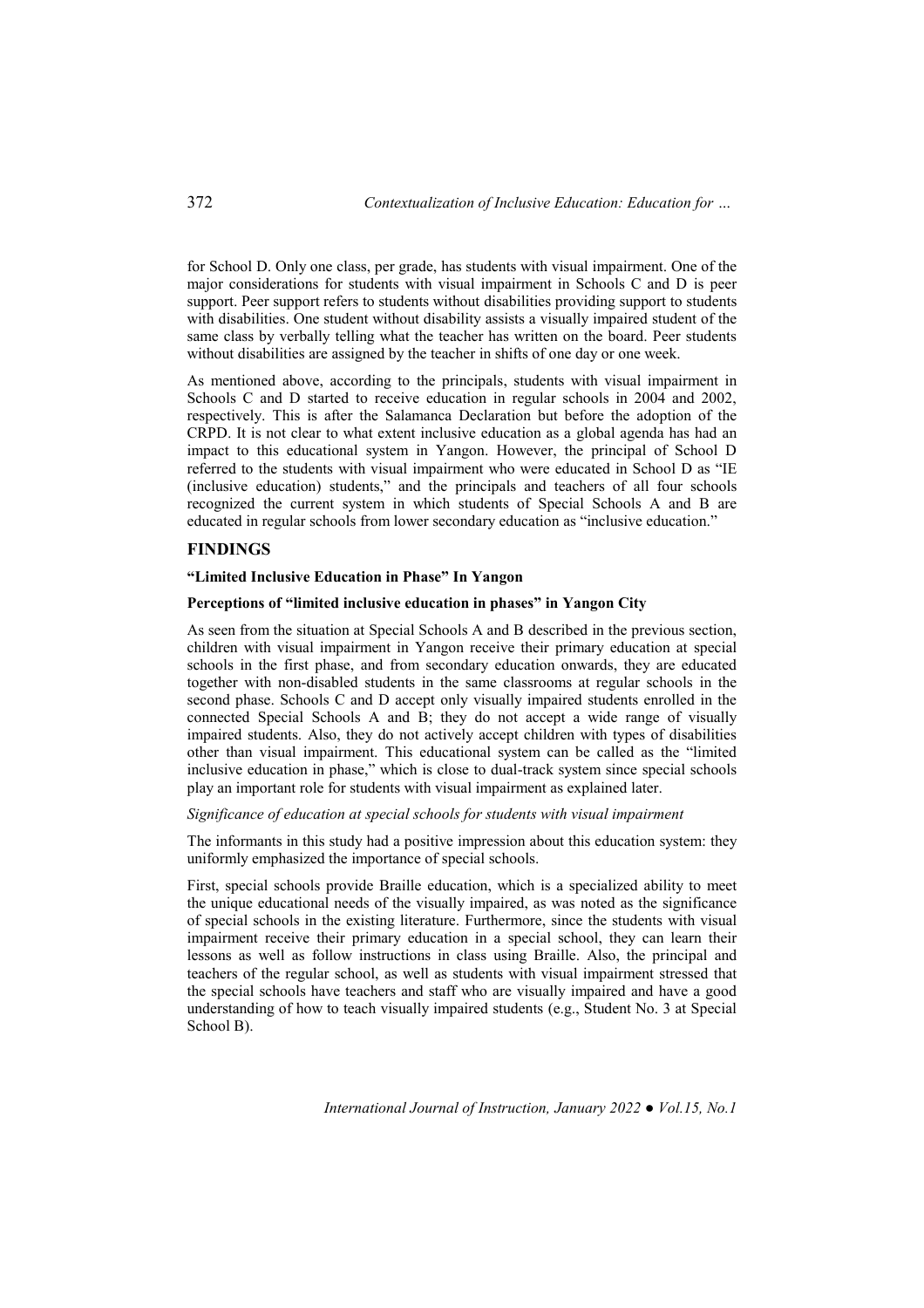for School D. Only one class, per grade, has students with visual impairment. One of the major considerations for students with visual impairment in Schools C and D is peer support. Peer support refers to students without disabilities providing support to students with disabilities. One student without disability assists a visually impaired student of the same class by verbally telling what the teacher has written on the board. Peer students without disabilities are assigned by the teacher in shifts of one day or one week.

As mentioned above, according to the principals, students with visual impairment in Schools C and D started to receive education in regular schools in 2004 and 2002, respectively. This is after the Salamanca Declaration but before the adoption of the CRPD. It is not clear to what extent inclusive education as a global agenda has had an impact to this educational system in Yangon. However, the principal of School D referred to the students with visual impairment who were educated in School D as "IE (inclusive education) students," and the principals and teachers of all four schools recognized the current system in which students of Special Schools A and B are educated in regular schools from lower secondary education as "inclusive education."

## FINDINGS

### "Limited Inclusive Education in Phase" In Yangon

#### Perceptions of "limited inclusive education in phases" in Yangon City

As seen from the situation at Special Schools A and B described in the previous section, children with visual impairment in Yangon receive their primary education at special schools in the first phase, and from secondary education onwards, they are educated together with non-disabled students in the same classrooms at regular schools in the second phase. Schools C and D accept only visually impaired students enrolled in the connected Special Schools A and B; they do not accept a wide range of visually impaired students. Also, they do not actively accept children with types of disabilities other than visual impairment. This educational system can be called as the "limited inclusive education in phase," which is close to dual-track system since special schools play an important role for students with visual impairment as explained later.

*Significance of education at special schools for students with visual impairment*

The informants in this study had a positive impression about this education system: they uniformly emphasized the importance of special schools.

First, special schools provide Braille education, which is a specialized ability to meet the unique educational needs of the visually impaired, as was noted as the significance of special schools in the existing literature. Furthermore, since the students with visual impairment receive their primary education in a special school, they can learn their lessons as well as follow instructions in class using Braille. Also, the principal and teachers of the regular school, as well as students with visual impairment stressed that the special schools have teachers and staff who are visually impaired and have a good understanding of how to teach visually impaired students (e.g., Student No. 3 at Special School B).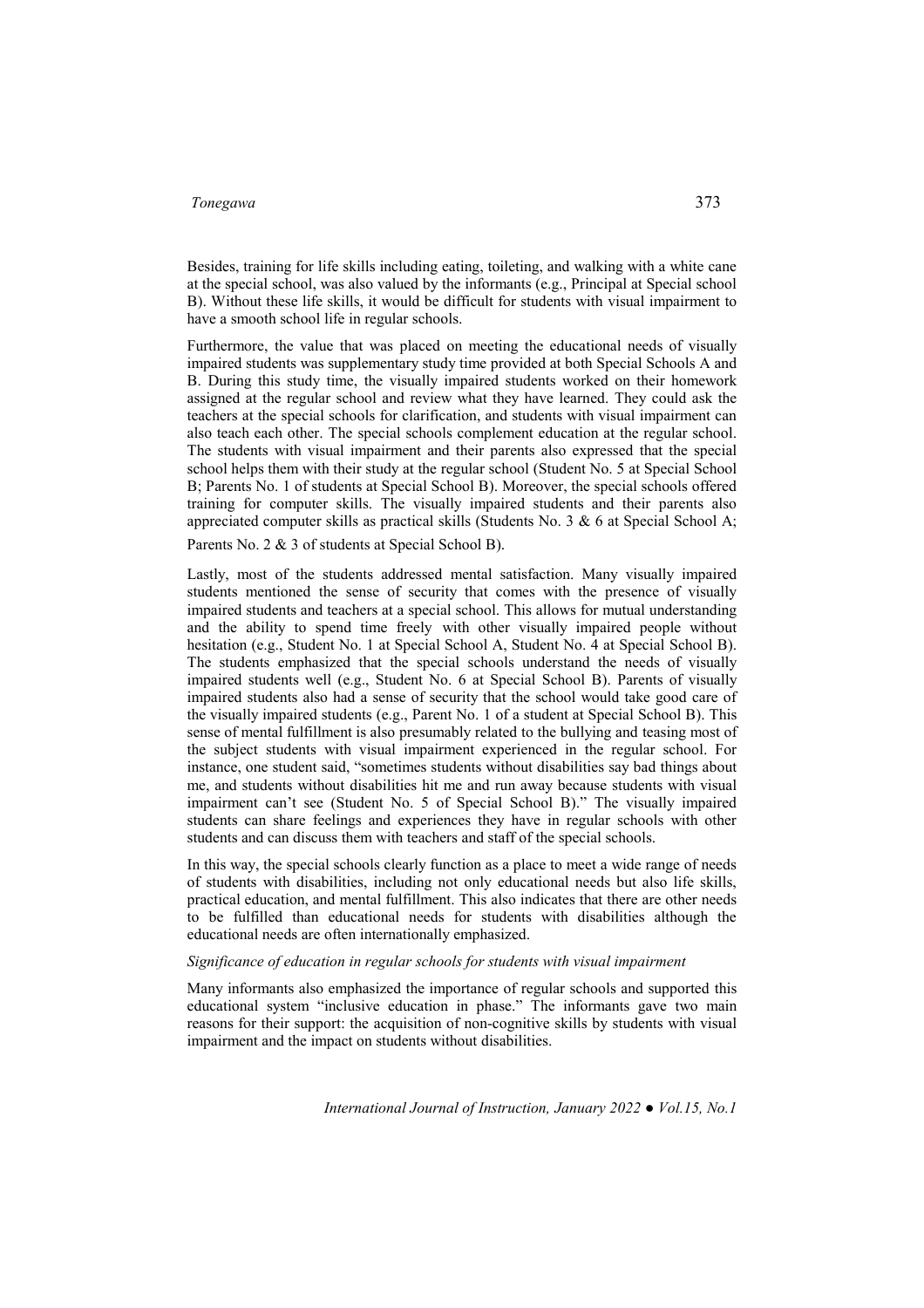Besides, training for life skills including eating, toileting, and walking with a white cane at the special school, was also valued by the informants (e.g., Principal at Special school B). Without these life skills, it would be difficult for students with visual impairment to have a smooth school life in regular schools.

Furthermore, the value that was placed on meeting the educational needs of visually impaired students was supplementary study time provided at both Special Schools A and B. During this study time, the visually impaired students worked on their homework assigned at the regular school and review what they have learned. They could ask the teachers at the special schools for clarification, and students with visual impairment can also teach each other. The special schools complement education at the regular school. The students with visual impairment and their parents also expressed that the special school helps them with their study at the regular school (Student No. 5 at Special School B; Parents No. 1 of students at Special School B). Moreover, the special schools offered training for computer skills. The visually impaired students and their parents also appreciated computer skills as practical skills (Students No. 3 & 6 at Special School A; Parents No. 2 & 3 of students at Special School B).

Lastly, most of the students addressed mental satisfaction. Many visually impaired students mentioned the sense of security that comes with the presence of visually impaired students and teachers at a special school. This allows for mutual understanding and the ability to spend time freely with other visually impaired people without hesitation (e.g., Student No. 1 at Special School A, Student No. 4 at Special School B). The students emphasized that the special schools understand the needs of visually impaired students well (e.g., Student No. 6 at Special School B). Parents of visually impaired students also had a sense of security that the school would take good care of the visually impaired students (e.g., Parent No. 1 of a student at Special School B). This sense of mental fulfillment is also presumably related to the bullying and teasing most of the subject students with visual impairment experienced in the regular school. For instance, one student said, "sometimes students without disabilities say bad things about me, and students without disabilities hit me and run away because students with visual impairment can't see (Student No. 5 of Special School B)." The visually impaired students can share feelings and experiences they have in regular schools with other students and can discuss them with teachers and staff of the special schools.

In this way, the special schools clearly function as a place to meet a wide range of needs of students with disabilities, including not only educational needs but also life skills, practical education, and mental fulfillment. This also indicates that there are other needs to be fulfilled than educational needs for students with disabilities although the educational needs are often internationally emphasized.

*Significance of education in regular schools for students with visual impairment*

Many informants also emphasized the importance of regular schools and supported this educational system "inclusive education in phase." The informants gave two main reasons for their support: the acquisition of non-cognitive skills by students with visual impairment and the impact on students without disabilities.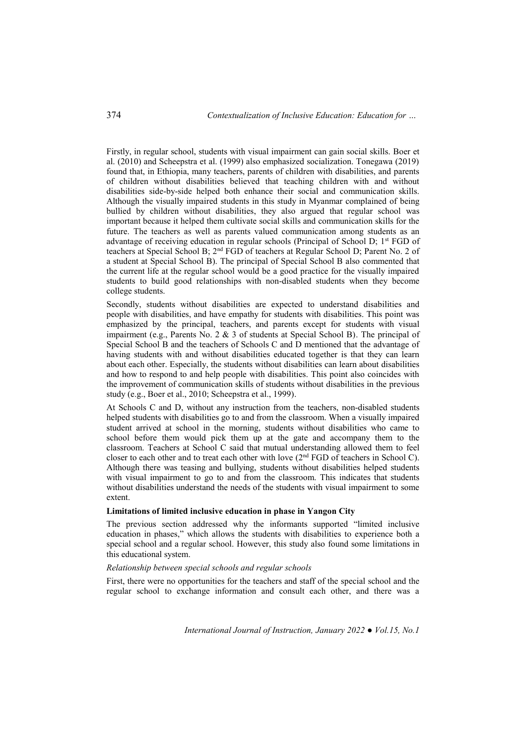Firstly, in regular school, students with visual impairment can gain social skills. Boer et al. (2010) and Scheepstra et al. (1999) also emphasized socialization. Tonegawa (2019) found that, in Ethiopia, many teachers, parents of children with disabilities, and parents of children without disabilities believed that teaching children with and without disabilities side-by-side helped both enhance their social and communication skills. Although the visually impaired students in this study in Myanmar complained of being bullied by children without disabilities, they also argued that regular school was important because it helped them cultivate social skills and communication skills for the future. The teachers as well as parents valued communication among students as an advantage of receiving education in regular schools (Principal of School D; 1st FGD of teachers at Special School B; 2nd FGD of teachers at Regular School D; Parent No. 2 of a student at Special School B). The principal of Special School B also commented that the current life at the regular school would be a good practice for the visually impaired students to build good relationships with non-disabled students when they become college students.

Secondly, students without disabilities are expected to understand disabilities and people with disabilities, and have empathy for students with disabilities. This point was emphasized by the principal, teachers, and parents except for students with visual impairment (e.g., Parents No. 2 & 3 of students at Special School B). The principal of Special School B and the teachers of Schools C and D mentioned that the advantage of having students with and without disabilities educated together is that they can learn about each other. Especially, the students without disabilities can learn about disabilities and how to respond to and help people with disabilities. This point also coincides with the improvement of communication skills of students without disabilities in the previous study (e.g., Boer et al., 2010; Scheepstra et al., 1999).

At Schools C and D, without any instruction from the teachers, non-disabled students helped students with disabilities go to and from the classroom. When a visually impaired student arrived at school in the morning, students without disabilities who came to school before them would pick them up at the gate and accompany them to the classroom. Teachers at School C said that mutual understanding allowed them to feel closer to each other and to treat each other with love (2nd FGD of teachers in School C). Although there was teasing and bullying, students without disabilities helped students with visual impairment to go to and from the classroom. This indicates that students without disabilities understand the needs of the students with visual impairment to some extent.

**Limitations of limited inclusive education in phase in Yangon City**

The previous section addressed why the informants supported "limited inclusive education in phases," which allows the students with disabilities to experience both a special school and a regular school. However, this study also found some limitations in this educational system.

*Relationship between special schools and regular schools*

First, there were no opportunities for the teachers and staff of the special school and the regular school to exchange information and consult each other, and there was a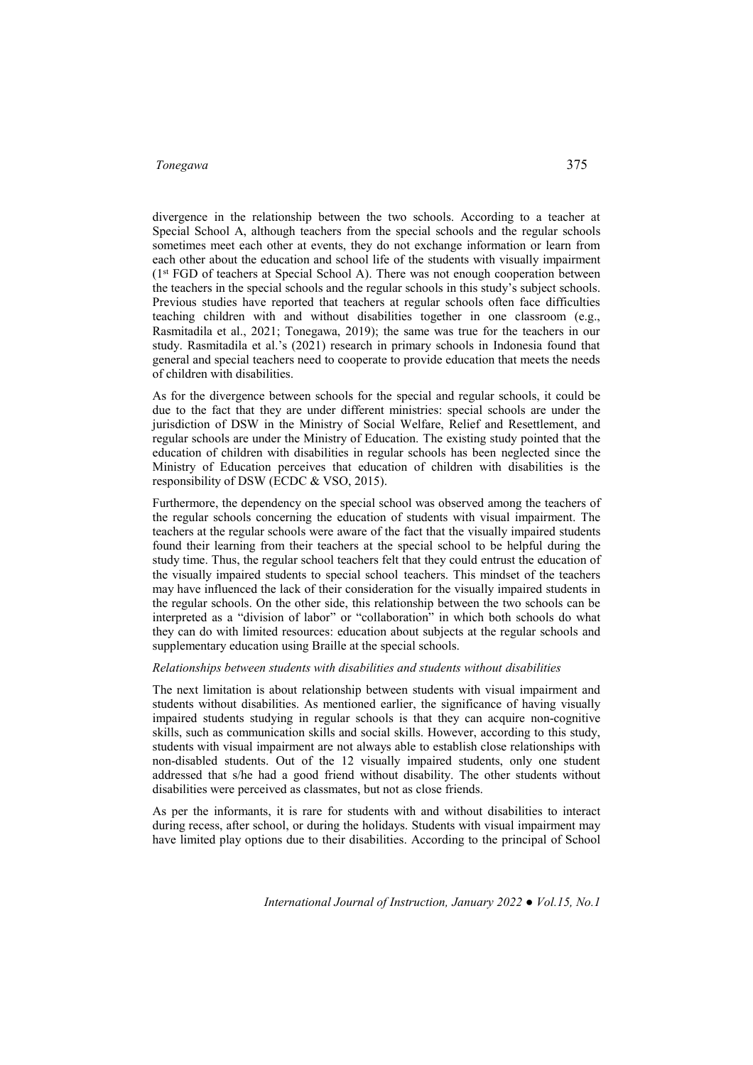divergence in the relationship between the two schools. According to a teacher at Special School A, although teachers from the special schools and the regular schools sometimes meet each other at events, they do not exchange information or learn from each other about the education and school life of the students with visually impairment (1st FGD of teachers at Special School A). There was not enough cooperation between the teachers in the special schools and the regular schools in this study's subject schools. Previous studies have reported that teachers at regular schools often face difficulties teaching children with and without disabilities together in one classroom (e.g., Rasmitadila et al., 2021; Tonegawa, 2019); the same was true for the teachers in our study. Rasmitadila et al.'s (2021) research in primary schools in Indonesia found that general and special teachers need to cooperate to provide education that meets the needs of children with disabilities.

As for the divergence between schools for the special and regular schools, it could be due to the fact that they are under different ministries: special schools are under the jurisdiction of DSW in the Ministry of Social Welfare, Relief and Resettlement, and regular schools are under the Ministry of Education. The existing study pointed that the education of children with disabilities in regular schools has been neglected since the Ministry of Education perceives that education of children with disabilities is the responsibility of DSW (ECDC & VSO, 2015).

Furthermore, the dependency on the special school was observed among the teachers of the regular schools concerning the education of students with visual impairment. The teachers at the regular schools were aware of the fact that the visually impaired students found their learning from their teachers at the special school to be helpful during the study time. Thus, the regular school teachers felt that they could entrust the education of the visually impaired students to special school teachers. This mindset of the teachers may have influenced the lack of their consideration for the visually impaired students in the regular schools. On the other side, this relationship between the two schools can be interpreted as a "division of labor" or "collaboration" in which both schools do what they can do with limited resources: education about subjects at the regular schools and supplementary education using Braille at the special schools.

*Relationships between students with disabilities and students without disabilities*

The next limitation is about relationship between students with visual impairment and students without disabilities. As mentioned earlier, the significance of having visually impaired students studying in regular schools is that they can acquire non-cognitive skills, such as communication skills and social skills. However, according to this study, students with visual impairment are not always able to establish close relationships with non-disabled students. Out of the 12 visually impaired students, only one student addressed that s/he had a good friend without disability. The other students without disabilities were perceived as classmates, but not as close friends.

As per the informants, it is rare for students with and without disabilities to interact during recess, after school, or during the holidays. Students with visual impairment may have limited play options due to their disabilities. According to the principal of School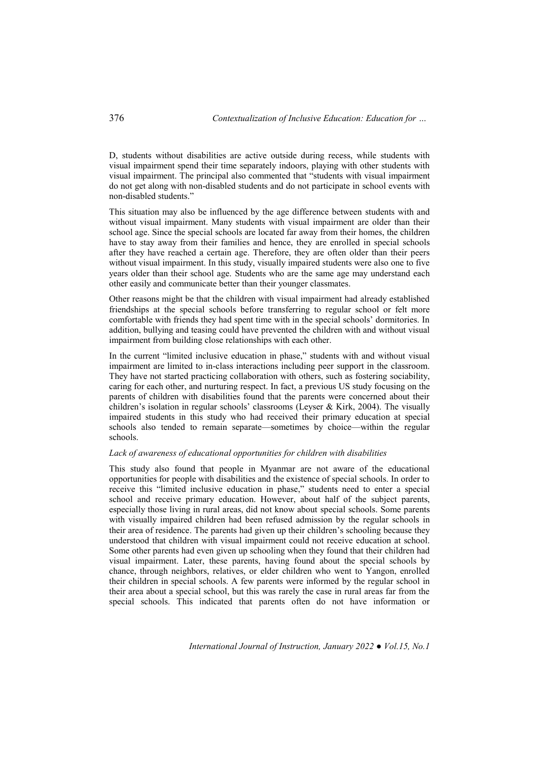D, students without disabilities are active outside during recess, while students with visual impairment spend their time separately indoors, playing with other students with visual impairment. The principal also commented that "students with visual impairment do not get along with non-disabled students and do not participate in school events with non-disabled students."

This situation may also be influenced by the age difference between students with and without visual impairment. Many students with visual impairment are older than their school age. Since the special schools are located far away from their homes, the children have to stay away from their families and hence, they are enrolled in special schools after they have reached a certain age. Therefore, they are often older than their peers without visual impairment. In this study, visually impaired students were also one to five years older than their school age. Students who are the same age may understand each other easily and communicate better than their younger classmates.

Other reasons might be that the children with visual impairment had already established friendships at the special schools before transferring to regular school or felt more comfortable with friends they had spent time with in the special schools' dormitories. In addition, bullying and teasing could have prevented the children with and without visual impairment from building close relationships with each other.

In the current "limited inclusive education in phase," students with and without visual impairment are limited to in-class interactions including peer support in the classroom. They have not started practicing collaboration with others, such as fostering sociability, caring for each other, and nurturing respect. In fact, a previous US study focusing on the parents of children with disabilities found that the parents were concerned about their children's isolation in regular schools' classrooms (Leyser & Kirk, 2004). The visually impaired students in this study who had received their primary education at special schools also tended to remain separate—sometimes by choice—within the regular schools.

*Lack of awareness of educational opportunities for children with disabilities*

This study also found that people in Myanmar are not aware of the educational opportunities for people with disabilities and the existence of special schools. In order to receive this "limited inclusive education in phase," students need to enter a special school and receive primary education. However, about half of the subject parents, especially those living in rural areas, did not know about special schools. Some parents with visually impaired children had been refused admission by the regular schools in their area of residence. The parents had given up their children's schooling because they understood that children with visual impairment could not receive education at school. Some other parents had even given up schooling when they found that their children had visual impairment. Later, these parents, having found about the special schools by chance, through neighbors, relatives, or elder children who went to Yangon, enrolled their children in special schools. A few parents were informed by the regular school in their area about a special school, but this was rarely the case in rural areas far from the special schools. This indicated that parents often do not have information or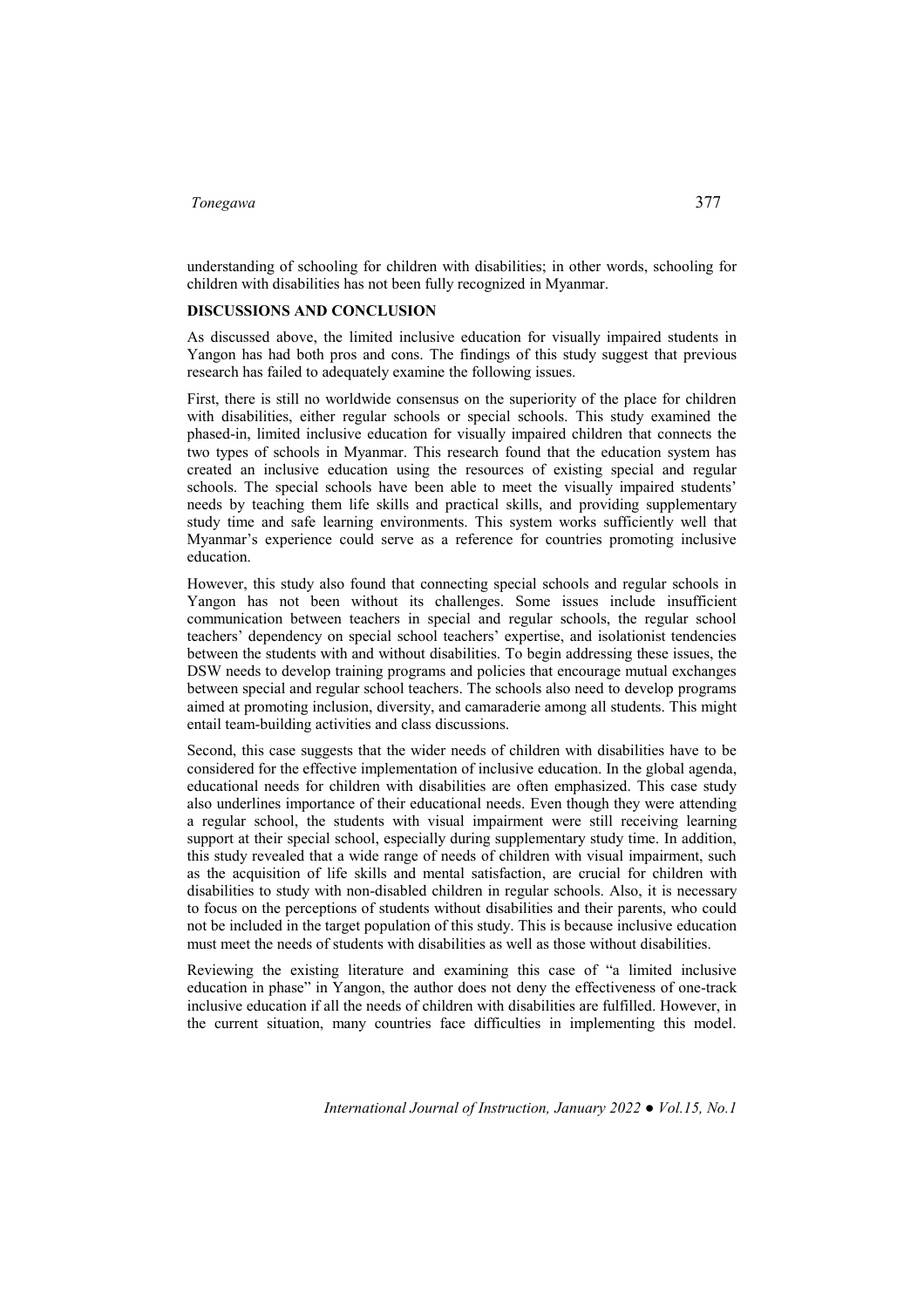understanding of schooling for children with disabilities; in other words, schooling for children with disabilities has not been fully recognized in Myanmar.

## DISCUSSIONS AND CONCLUSION

As discussed above, the limited inclusive education for visually impaired students in Yangon has had both pros and cons. The findings of this study suggest that previous research has failed to adequately examine the following issues.

First, there is still no worldwide consensus on the superiority of the place for children with disabilities, either regular schools or special schools. This study examined the phased-in, limited inclusive education for visually impaired children that connects the two types of schools in Myanmar. This research found that the education system has created an inclusive education using the resources of existing special and regular schools. The special schools have been able to meet the visually impaired students' needs by teaching them life skills and practical skills, and providing supplementary study time and safe learning environments. This system works sufficiently well that Myanmar's experience could serve as a reference for countries promoting inclusive education.

However, this study also found that connecting special schools and regular schools in Yangon has not been without its challenges. Some issues include insufficient communication between teachers in special and regular schools, the regular school teachers' dependency on special school teachers' expertise, and isolationist tendencies between the students with and without disabilities. To begin addressing these issues, the DSW needs to develop training programs and policies that encourage mutual exchanges between special and regular school teachers. The schools also need to develop programs aimed at promoting inclusion, diversity, and camaraderie among all students. This might entail team-building activities and class discussions.

Second, this case suggests that the wider needs of children with disabilities have to be considered for the effective implementation of inclusive education. In the global agenda, educational needs for children with disabilities are often emphasized. This case study also underlines importance of their educational needs. Even though they were attending a regular school, the students with visual impairment were still receiving learning support at their special school, especially during supplementary study time. In addition, this study revealed that a wide range of needs of children with visual impairment, such as the acquisition of life skills and mental satisfaction, are crucial for children with disabilities to study with non-disabled children in regular schools. Also, it is necessary to focus on the perceptions of students without disabilities and their parents, who could not be included in the target population of this study. This is because inclusive education must meet the needs of students with disabilities as well as those without disabilities.

Reviewing the existing literature and examining this case of "a limited inclusive education in phase" in Yangon, the author does not deny the effectiveness of one-track inclusive education if all the needs of children with disabilities are fulfilled. However, in the current situation, many countries face difficulties in implementing this model.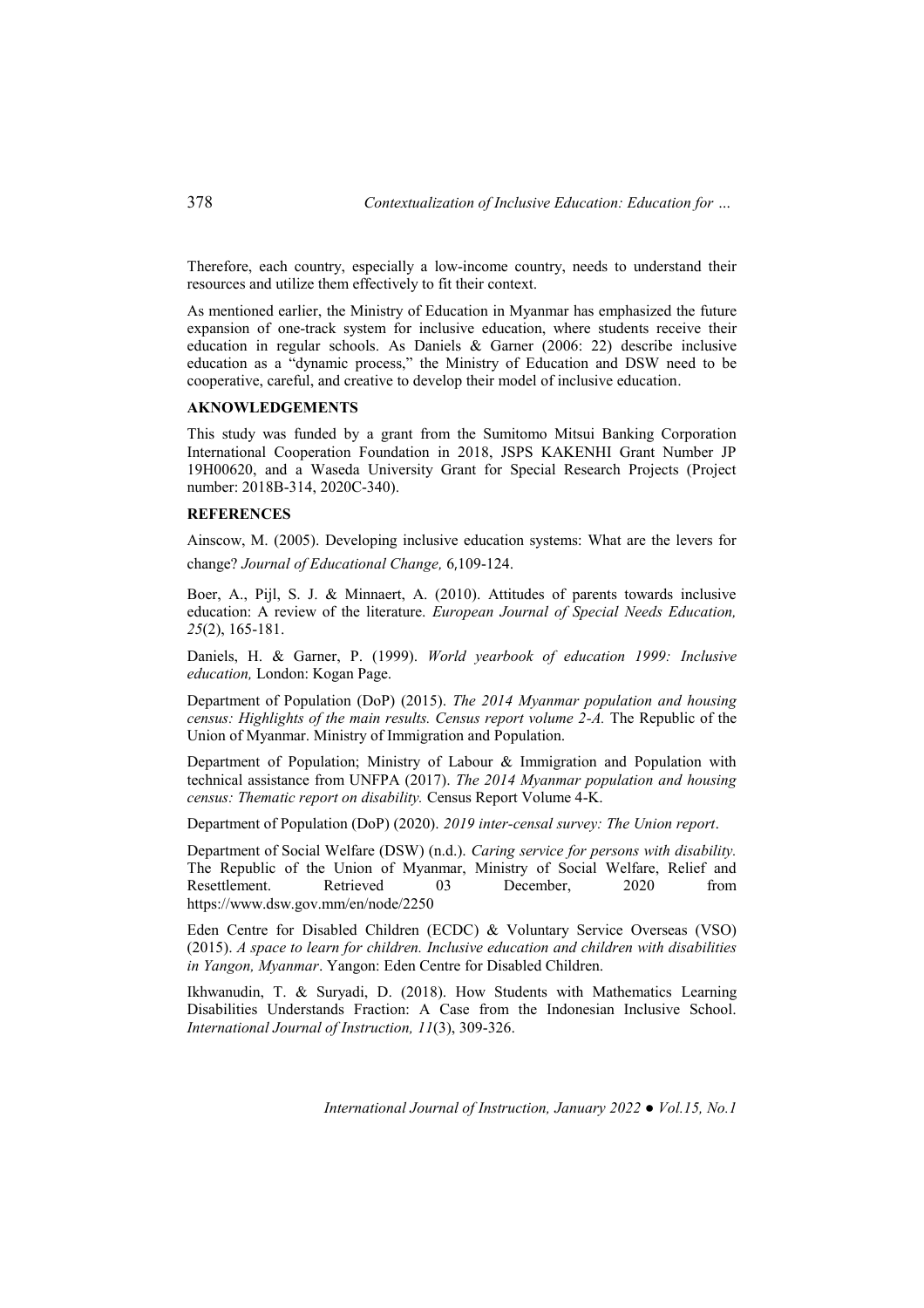Therefore, each country, especially a low-income country, needs to understand their resources and utilize them effectively to fit their context.

As mentioned earlier, the Ministry of Education in Myanmar has emphasized the future expansion of one-track system for inclusive education, where students receive their education in regular schools. As Daniels & Garner (2006: 22) describe inclusive education as a "dynamic process," the Ministry of Education and DSW need to be cooperative, careful, and creative to develop their model of inclusive education.

## AKNOWLEDGEMENTS

This study was funded by a grant from the Sumitomo Mitsui Banking Corporation International Cooperation Foundation in 2018, JSPS KAKENHI Grant Number JP 19H00620, and a Waseda University Grant for Special Research Projects (Project number: 2018B-314, 2020C-340).

## REFERENCES

Ainscow, M. (2005). Developing inclusive education systems: What are the levers for change? *Journal of Educational Change,* 6,109-124.

Boer, A., Pijl, S. J. & Minnaert, A. (2010). Attitudes of parents towards inclusive education: A review of the literature. *European Journal of Special Needs Education, 25*(2), 165-181.

Daniels, H. & Garner, P. (1999). *World yearbook of education 1999: Inclusive education,* London: Kogan Page.

Department of Population (DoP) (2015). *The 2014 Myanmar population and housing census: Highlights of the main results. Census report volume 2-A.* The Republic of the Union of Myanmar. Ministry of Immigration and Population.

Department of Population; Ministry of Labour & Immigration and Population with technical assistance from UNFPA (2017). *The 2014 Myanmar population and housing census: Thematic report on disability.* Census Report Volume 4-K.

Department of Population (DoP) (2020). *2019 inter-censal survey: The Union report*.

Department of Social Welfare (DSW) (n.d.). *Caring service for persons with disability.* The Republic of the Union of Myanmar, Ministry of Social Welfare, Relief and Resettlement. Retrieved 03 December, 2020 from https://www.dsw.gov.mm/en/node/2250

Eden Centre for Disabled Children (ECDC) & Voluntary Service Overseas (VSO) (2015). *A space to learn for children. Inclusive education and children with disabilities in Yangon, Myanmar*. Yangon: Eden Centre for Disabled Children.

Ikhwanudin, T. & Suryadi, D. (2018). How Students with Mathematics Learning Disabilities Understands Fraction: A Case from the Indonesian Inclusive School. *International Journal of Instruction, 11*(3), 309-326.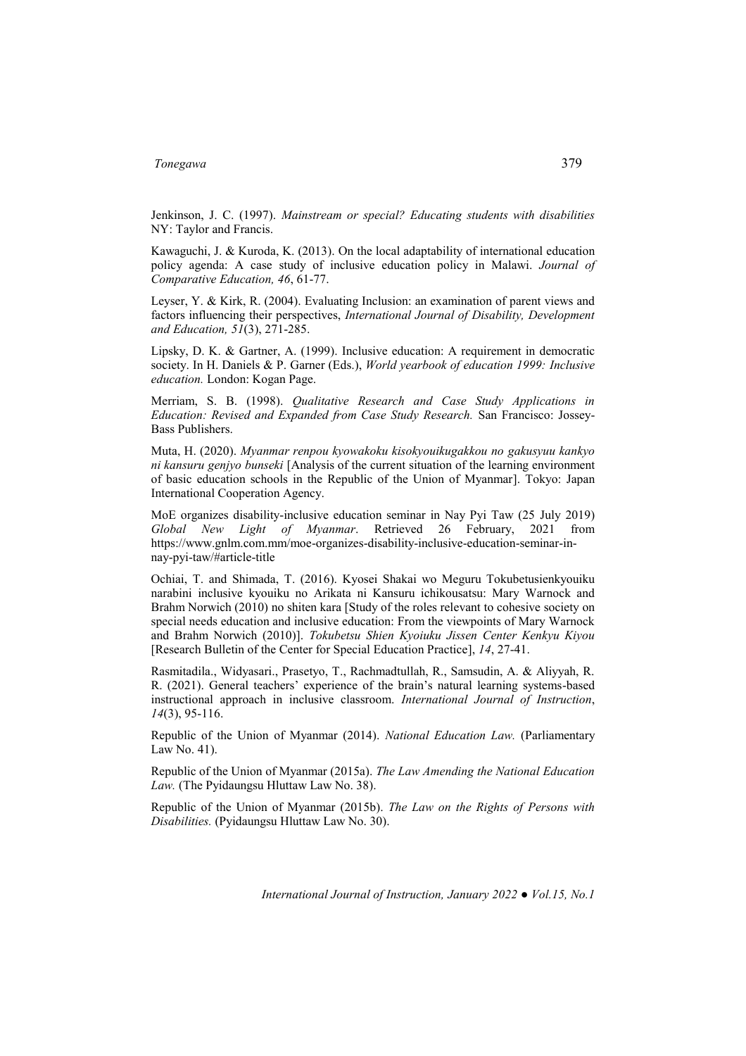Jenkinson, J. C. (1997). *Mainstream or special? Educating students with disabilities* NY: Taylor and Francis.

Kawaguchi, J. & Kuroda, K. (2013). On the local adaptability of international education policy agenda: A case study of inclusive education policy in Malawi. *Journal of Comparative Education, 46*, 61-77.

Leyser, Y. & Kirk, R. (2004). Evaluating Inclusion: an examination of parent views and factors influencing their perspectives, *International Journal of Disability, Development and Education, 51*(3), 271-285.

Lipsky, D. K. & Gartner, A. (1999). Inclusive education: A requirement in democratic society. In H. Daniels & P. Garner (Eds.), *World yearbook of education 1999: Inclusive education.* London: Kogan Page.

Merriam, S. B. (1998). *Qualitative Research and Case Study Applications in Education: Revised and Expanded from Case Study Research.* San Francisco: Jossey-Bass Publishers.

Muta, H. (2020). *Myanmar renpou kyowakoku kisokyouikugakkou no gakusyuu kankyo ni kansuru genjyo bunseki* [Analysis of the current situation of the learning environment of basic education schools in the Republic of the Union of Myanmar]. Tokyo: Japan International Cooperation Agency.

MoE organizes disability-inclusive education seminar in Nay Pyi Taw (25 July 2019) *Global New Light of Myanmar*. Retrieved 26 February, 2021 from https://www.gnlm.com.mm/moe-organizes-disability-inclusive-education-seminar-in-nay-pyi-taw/#article-title

Ochiai, T. and Shimada, T. (2016). Kyosei Shakai wo Meguru Tokubetusienkyouiku narabini inclusive kyouiku no Arikata ni Kansuru ichikousatsu: Mary Warnock and Brahm Norwich (2010) no shiten kara [Study of the roles relevant to cohesive society on special needs education and inclusive education: From the viewpoints of Mary Warnock and Brahm Norwich (2010)]. *Tokubetsu Shien Kyoiuku Jissen Center Kenkyu Kiyou* [Research Bulletin of the Center for Special Education Practice], *14*, 27-41.

Rasmitadila., Widyasari., Prasetyo, T., Rachmadtullah, R., Samsudin, A. & Aliyyah, R. R. (2021). General teachers' experience of the brain's natural learning systems-based instructional approach in inclusive classroom. *International Journal of Instruction*, *14*(3), 95-116.

Republic of the Union of Myanmar (2014). *National Education Law.* (Parliamentary Law No. 41).

Republic of the Union of Myanmar (2015a). *The Law Amending the National Education Law.* (The Pyidaungsu Hluttaw Law No. 38).

Republic of the Union of Myanmar (2015b). *The Law on the Rights of Persons with Disabilities.* (Pyidaungsu Hluttaw Law No. 30).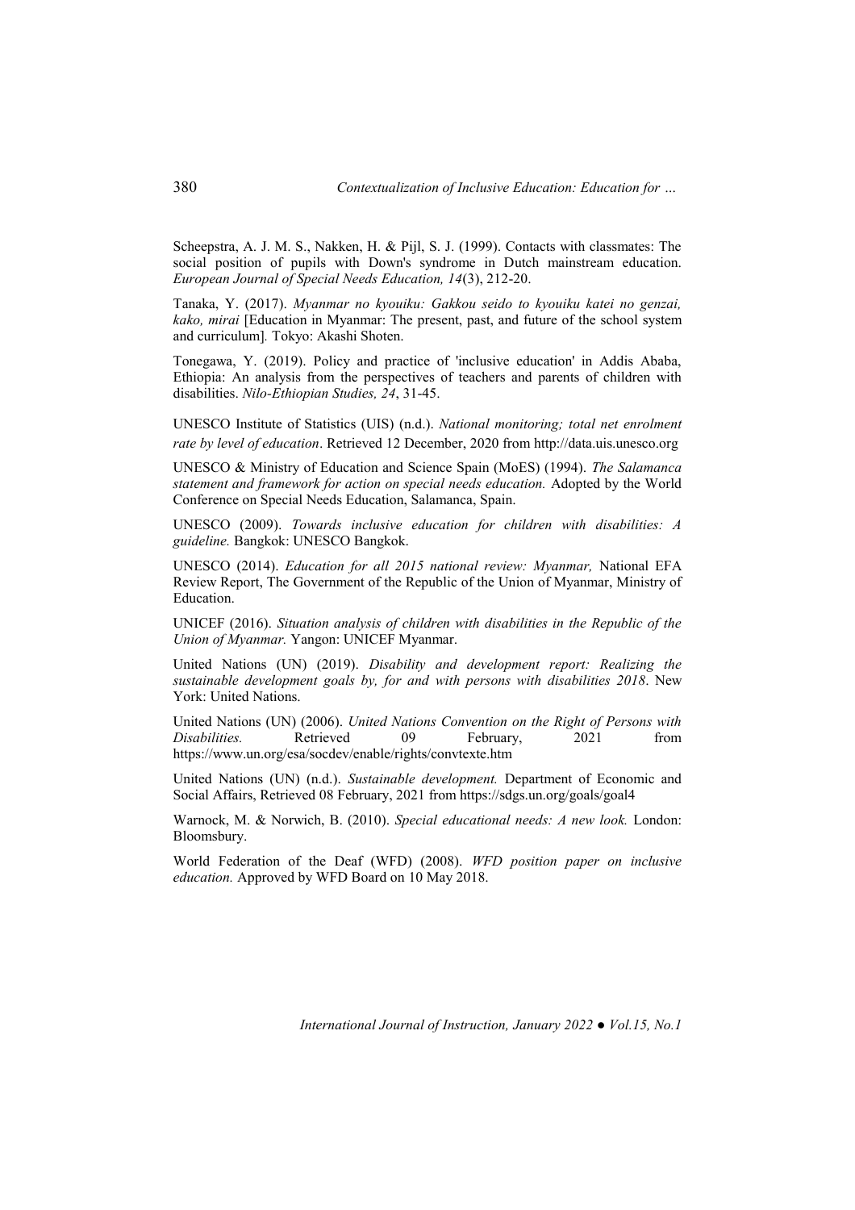Scheepstra, A. J. M. S., Nakken, H. & Pijl, S. J. (1999). Contacts with classmates: The social position of pupils with Down's syndrome in Dutch mainstream education. *European Journal of Special Needs Education, 14*(3), 212-20.

Tanaka, Y. (2017). *Myanmar no kyouiku: Gakkou seido to kyouiku katei no genzai, kako, mirai* [Education in Myanmar: The present, past, and future of the school system and curriculum]. Tokyo: Akashi Shoten.

Tonegawa, Y. (2019). Policy and practice of 'inclusive education' in Addis Ababa, Ethiopia: An analysis from the perspectives of teachers and parents of children with disabilities. *Nilo-Ethiopian Studies, 24*, 31-45.

UNESCO Institute of Statistics (UIS) (n.d.). *National monitoring; total net enrolment rate by level of education*. Retrieved 12 December, 2020 from http://data.uis.unesco.org

UNESCO & Ministry of Education and Science Spain (MoES) (1994). *The Salamanca statement and framework for action on special needs education.* Adopted by the World Conference on Special Needs Education, Salamanca, Spain.

UNESCO (2009). *Towards inclusive education for children with disabilities: A guideline.* Bangkok: UNESCO Bangkok.

UNESCO (2014). *Education for all 2015 national review: Myanmar,* National EFA Review Report, The Government of the Republic of the Union of Myanmar, Ministry of Education.

UNICEF (2016). *Situation analysis of children with disabilities in the Republic of the Union of Myanmar.* Yangon: UNICEF Myanmar.

United Nations (UN) (2019). *Disability and development report: Realizing the sustainable development goals by, for and with persons with disabilities 2018*. New York: United Nations.

United Nations (UN) (2006). *United Nations Convention on the Right of Persons with Disabilities.* Retrieved 09 February, 2021 from https://www.un.org/esa/socdev/enable/rights/convtexte.htm

United Nations (UN) (n.d.). *Sustainable development.* Department of Economic and Social Affairs, Retrieved 08 February, 2021 from https://sdgs.un.org/goals/goal4

Warnock, M. & Norwich, B. (2010). *Special educational needs: A new look.* London: Bloomsbury.

World Federation of the Deaf (WFD) (2008). *WFD position paper on inclusive education.* Approved by WFD Board on 10 May 2018.